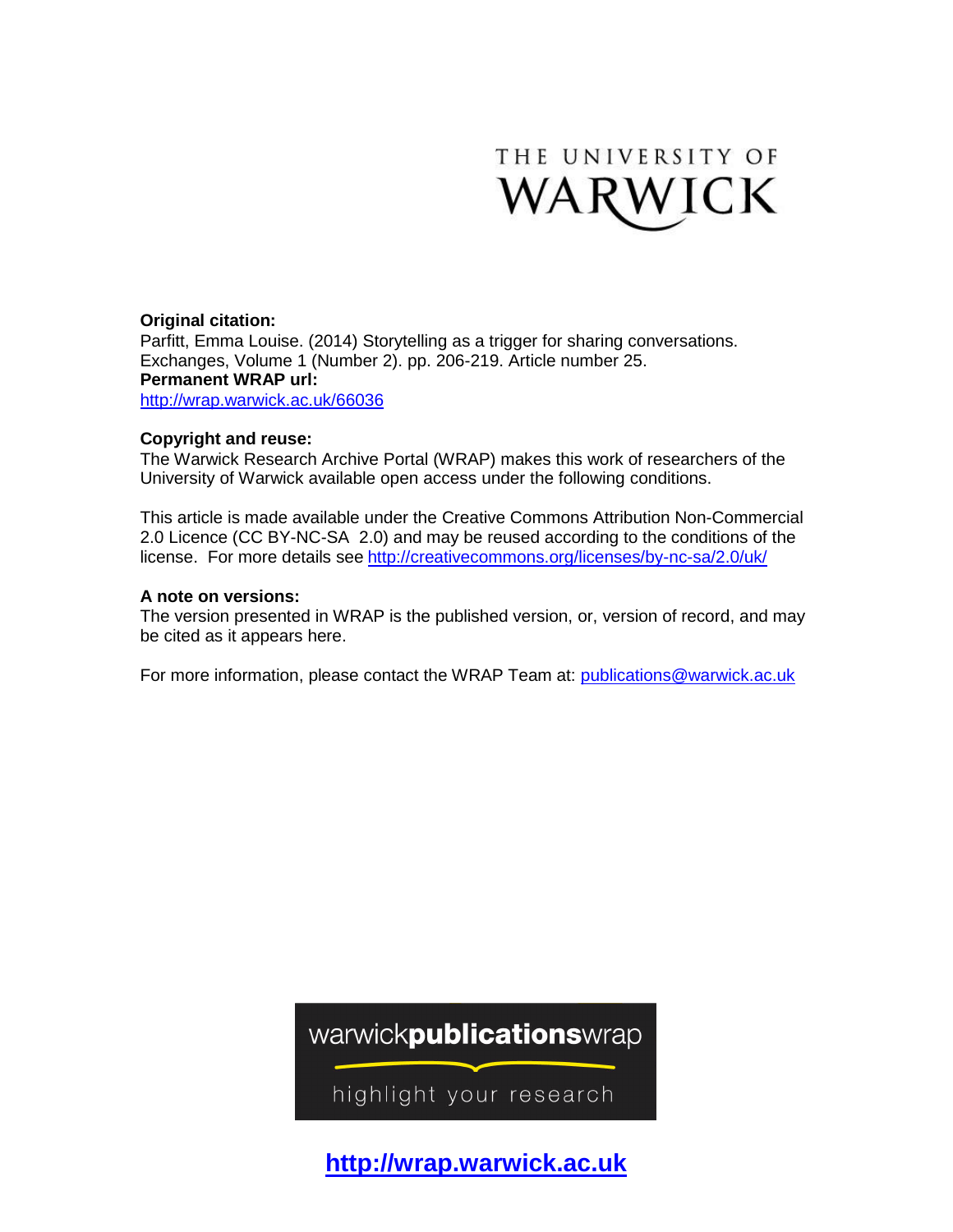THE UNIVERSITY OF WARWICK

**Original citation:**
Parfitt, Emma Louise. (2014) Storytelling as a trigger for sharing conversations. Exchanges, Volume 1 (Number 2). pp. 206-219. Article number 25.
**Permanent WRAP url:**
http://wrap.warwick.ac.uk/66036

**Copyright and reuse:**
The Warwick Research Archive Portal (WRAP) makes this work of researchers of the University of Warwick available open access under the following conditions.

This article is made available under the Creative Commons Attribution Non-Commercial 2.0 Licence (CC BY-NC-SA 2.0) and may be reused according to the conditions of the license. For more details see http://creativecommons.org/licenses/by-nc-sa/2.0/uk/

**A note on versions:**
The version presented in WRAP is the published version, or, version of record, and may be cited as it appears here.

For more information, please contact the WRAP Team at: publications@warwick.ac.uk

warwick**publications**wrap

highlight your research

**http://wrap.warwick.ac.uk**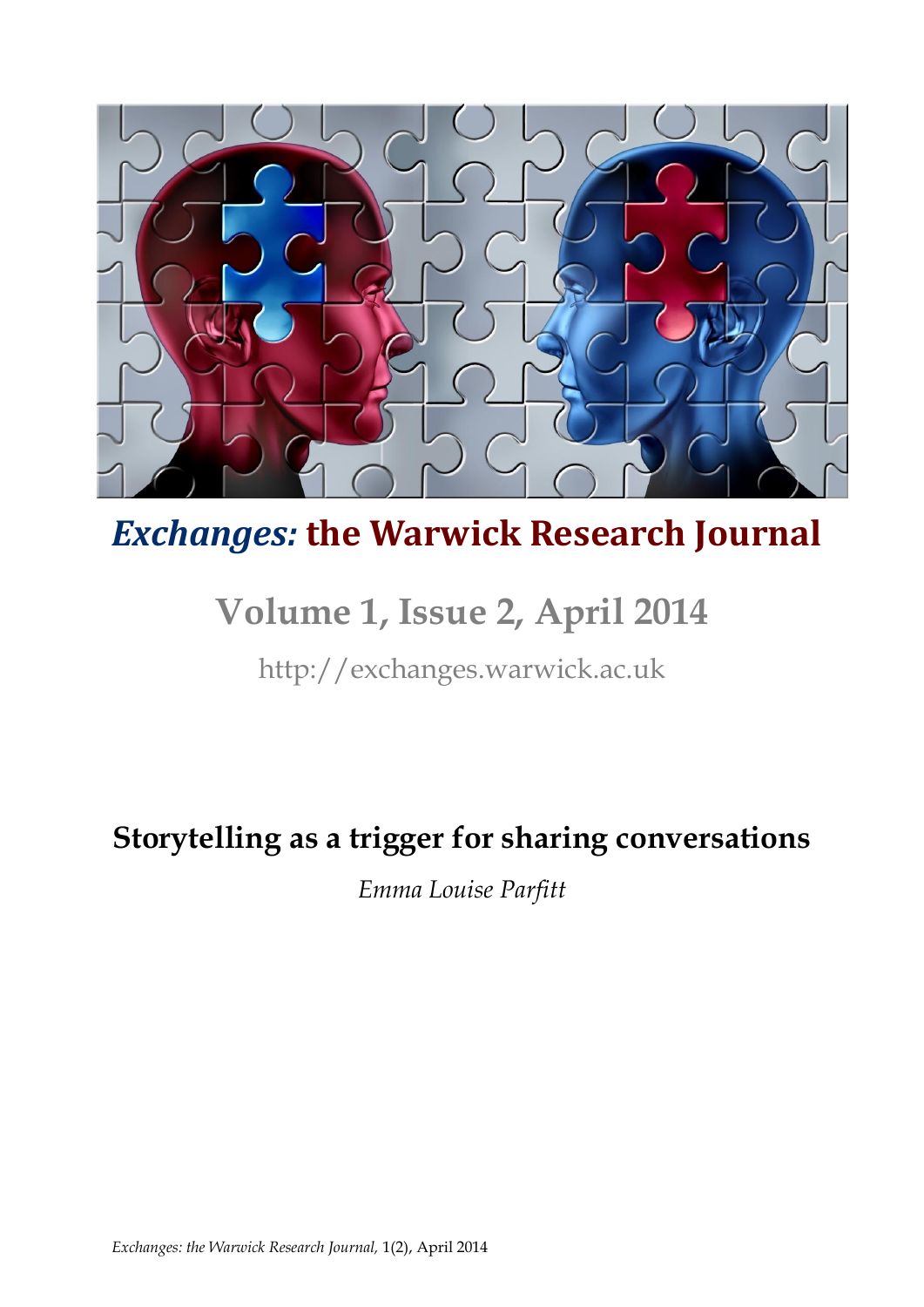# *Exchanges:* the Warwick Research Journal

## Volume 1, Issue 2, April 2014

http://exchanges.warwick.ac.uk

### Storytelling as a trigger for sharing conversations

*Emma Louise Parfitt*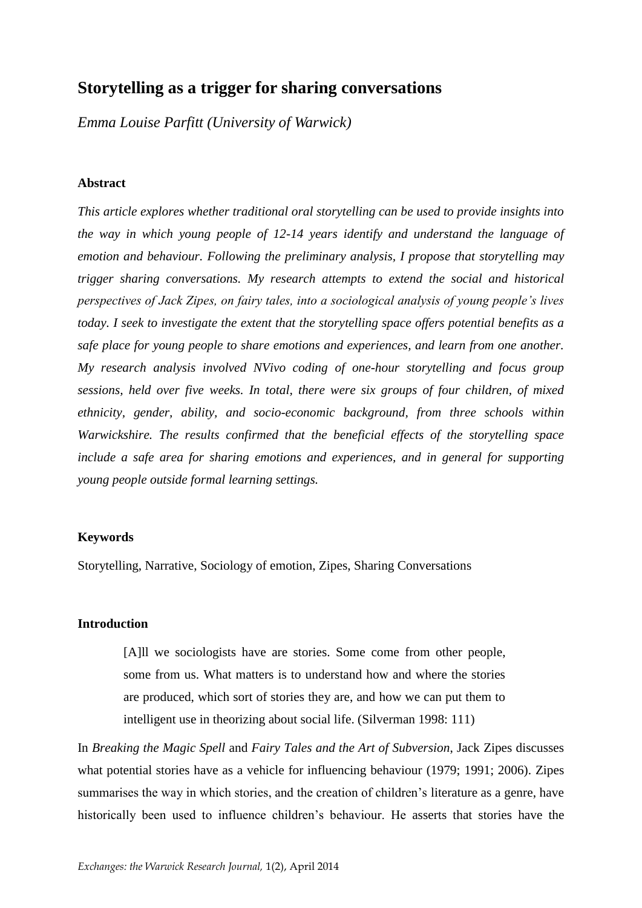# Storytelling as a trigger for sharing conversations

*Emma Louise Parfitt (University of Warwick)*

### Abstract

*This article explores whether traditional oral storytelling can be used to provide insights into the way in which young people of 12-14 years identify and understand the language of emotion and behaviour. Following the preliminary analysis, I propose that storytelling may trigger sharing conversations. My research attempts to extend the social and historical perspectives of Jack Zipes, on fairy tales, into a sociological analysis of young people's lives today. I seek to investigate the extent that the storytelling space offers potential benefits as a safe place for young people to share emotions and experiences, and learn from one another. My research analysis involved NVivo coding of one-hour storytelling and focus group sessions, held over five weeks. In total, there were six groups of four children, of mixed ethnicity, gender, ability, and socio-economic background, from three schools within Warwickshire. The results confirmed that the beneficial effects of the storytelling space include a safe area for sharing emotions and experiences, and in general for supporting young people outside formal learning settings.*

### Keywords

Storytelling, Narrative, Sociology of emotion, Zipes, Sharing Conversations

### Introduction

> [A]ll we sociologists have are stories. Some come from other people, some from us. What matters is to understand how and where the stories are produced, which sort of stories they are, and how we can put them to intelligent use in theorizing about social life. (Silverman 1998: 111)

In *Breaking the Magic Spell* and *Fairy Tales and the Art of Subversion*, Jack Zipes discusses what potential stories have as a vehicle for influencing behaviour (1979; 1991; 2006). Zipes summarises the way in which stories, and the creation of children's literature as a genre, have historically been used to influence children's behaviour. He asserts that stories have the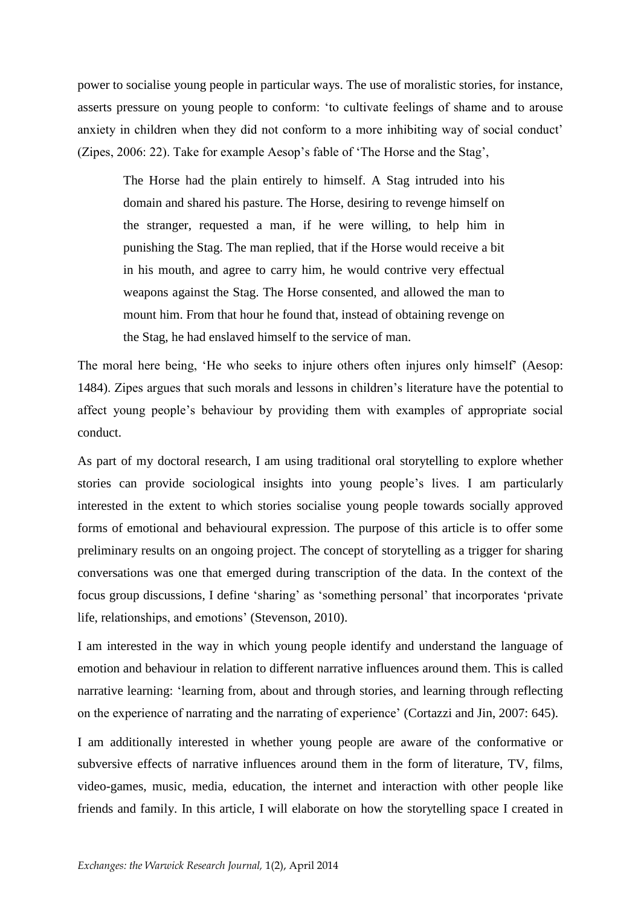power to socialise young people in particular ways. The use of moralistic stories, for instance, asserts pressure on young people to conform: 'to cultivate feelings of shame and to arouse anxiety in children when they did not conform to a more inhibiting way of social conduct' (Zipes, 2006: 22). Take for example Aesop's fable of 'The Horse and the Stag',

> The Horse had the plain entirely to himself. A Stag intruded into his domain and shared his pasture. The Horse, desiring to revenge himself on the stranger, requested a man, if he were willing, to help him in punishing the Stag. The man replied, that if the Horse would receive a bit in his mouth, and agree to carry him, he would contrive very effectual weapons against the Stag. The Horse consented, and allowed the man to mount him. From that hour he found that, instead of obtaining revenge on the Stag, he had enslaved himself to the service of man.

The moral here being, 'He who seeks to injure others often injures only himself' (Aesop: 1484). Zipes argues that such morals and lessons in children's literature have the potential to affect young people's behaviour by providing them with examples of appropriate social conduct.

As part of my doctoral research, I am using traditional oral storytelling to explore whether stories can provide sociological insights into young people's lives. I am particularly interested in the extent to which stories socialise young people towards socially approved forms of emotional and behavioural expression. The purpose of this article is to offer some preliminary results on an ongoing project. The concept of storytelling as a trigger for sharing conversations was one that emerged during transcription of the data. In the context of the focus group discussions, I define 'sharing' as 'something personal' that incorporates 'private life, relationships, and emotions' (Stevenson, 2010).

I am interested in the way in which young people identify and understand the language of emotion and behaviour in relation to different narrative influences around them. This is called narrative learning: 'learning from, about and through stories, and learning through reflecting on the experience of narrating and the narrating of experience' (Cortazzi and Jin, 2007: 645).

I am additionally interested in whether young people are aware of the conformative or subversive effects of narrative influences around them in the form of literature, TV, films, video-games, music, media, education, the internet and interaction with other people like friends and family. In this article, I will elaborate on how the storytelling space I created in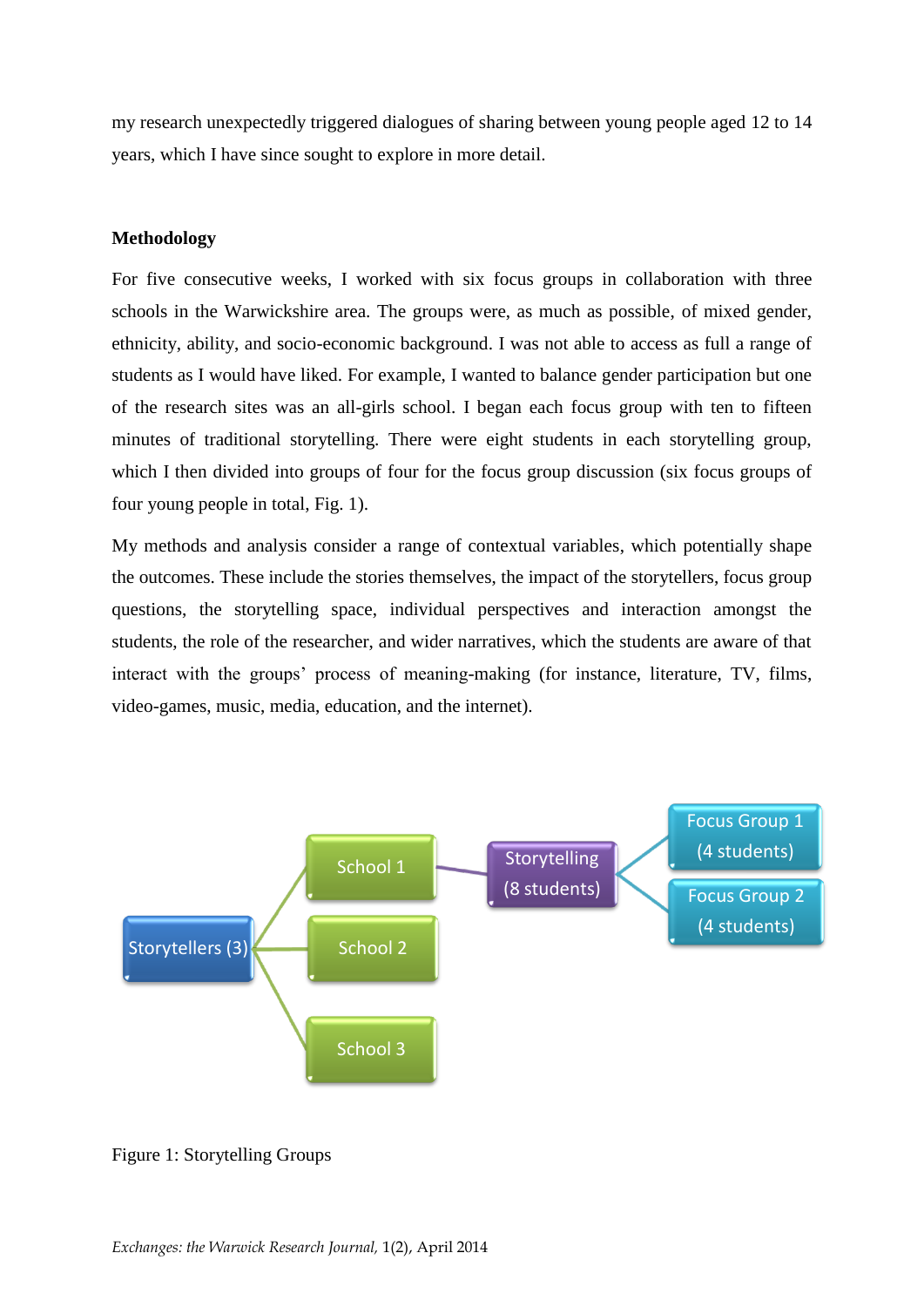my research unexpectedly triggered dialogues of sharing between young people aged 12 to 14 years, which I have since sought to explore in more detail.

## Methodology

For five consecutive weeks, I worked with six focus groups in collaboration with three schools in the Warwickshire area. The groups were, as much as possible, of mixed gender, ethnicity, ability, and socio-economic background. I was not able to access as full a range of students as I would have liked. For example, I wanted to balance gender participation but one of the research sites was an all-girls school. I began each focus group with ten to fifteen minutes of traditional storytelling. There were eight students in each storytelling group, which I then divided into groups of four for the focus group discussion (six focus groups of four young people in total, Fig. 1).

My methods and analysis consider a range of contextual variables, which potentially shape the outcomes. These include the stories themselves, the impact of the storytellers, focus group questions, the storytelling space, individual perspectives and interaction amongst the students, the role of the researcher, and wider narratives, which the students are aware of that interact with the groups' process of meaning-making (for instance, literature, TV, films, video-games, music, media, education, and the internet).

Storytellers (3) → School 1, School 2, School 3

School 1 → Storytelling (8 students) → Focus Group 1 (4 students), Focus Group 2 (4 students)

Figure 1: Storytelling Groups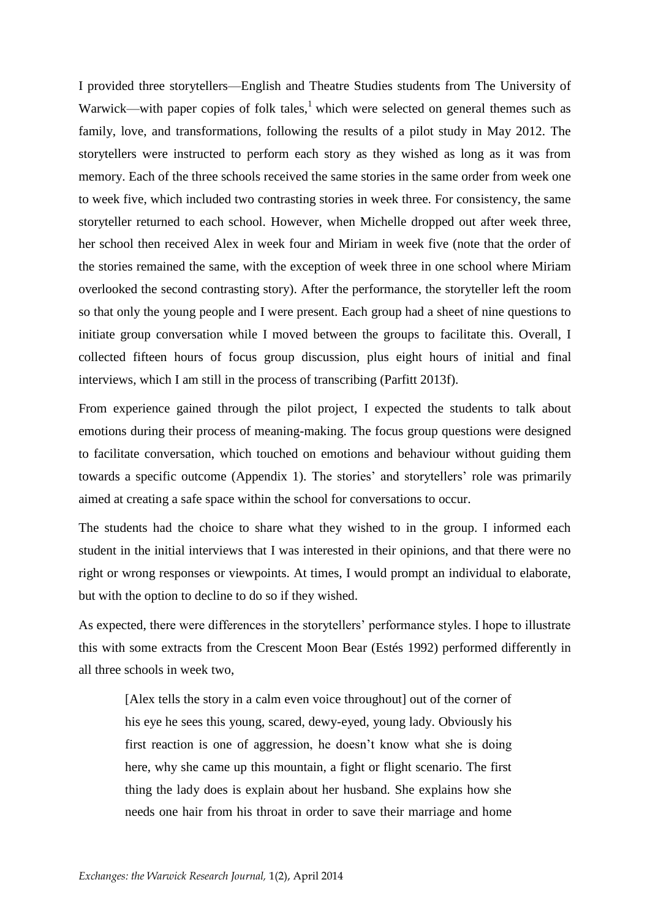I provided three storytellers—English and Theatre Studies students from The University of Warwick—with paper copies of folk tales,[1] which were selected on general themes such as family, love, and transformations, following the results of a pilot study in May 2012. The storytellers were instructed to perform each story as they wished as long as it was from memory. Each of the three schools received the same stories in the same order from week one to week five, which included two contrasting stories in week three. For consistency, the same storyteller returned to each school. However, when Michelle dropped out after week three, her school then received Alex in week four and Miriam in week five (note that the order of the stories remained the same, with the exception of week three in one school where Miriam overlooked the second contrasting story). After the performance, the storyteller left the room so that only the young people and I were present. Each group had a sheet of nine questions to initiate group conversation while I moved between the groups to facilitate this. Overall, I collected fifteen hours of focus group discussion, plus eight hours of initial and final interviews, which I am still in the process of transcribing (Parfitt 2013f).

From experience gained through the pilot project, I expected the students to talk about emotions during their process of meaning-making. The focus group questions were designed to facilitate conversation, which touched on emotions and behaviour without guiding them towards a specific outcome (Appendix 1). The stories' and storytellers' role was primarily aimed at creating a safe space within the school for conversations to occur.

The students had the choice to share what they wished to in the group. I informed each student in the initial interviews that I was interested in their opinions, and that there were no right or wrong responses or viewpoints. At times, I would prompt an individual to elaborate, but with the option to decline to do so if they wished.

As expected, there were differences in the storytellers' performance styles. I hope to illustrate this with some extracts from the Crescent Moon Bear (Estés 1992) performed differently in all three schools in week two,

> [Alex tells the story in a calm even voice throughout] out of the corner of his eye he sees this young, scared, dewy-eyed, young lady. Obviously his first reaction is one of aggression, he doesn't know what she is doing here, why she came up this mountain, a fight or flight scenario. The first thing the lady does is explain about her husband. She explains how she needs one hair from his throat in order to save their marriage and home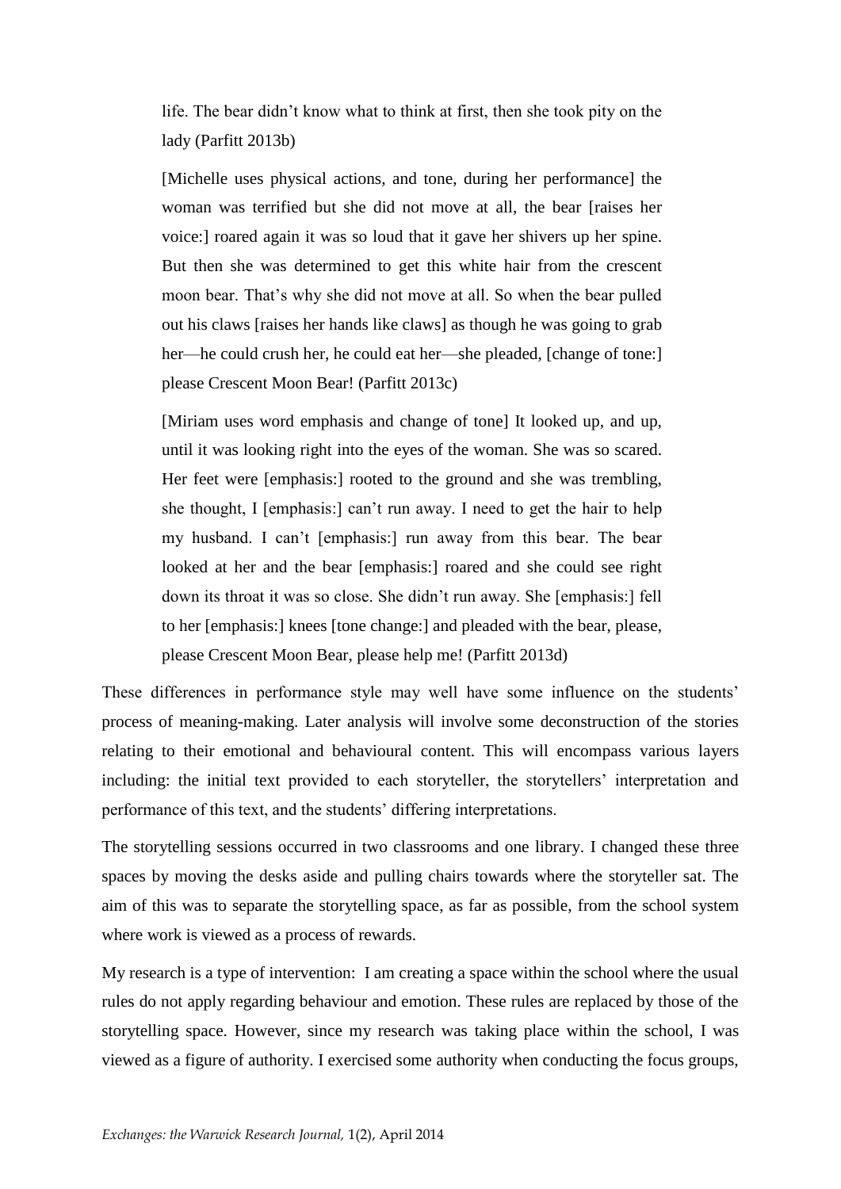> life. The bear didn't know what to think at first, then she took pity on the lady (Parfitt 2013b)

> [Michelle uses physical actions, and tone, during her performance] the woman was terrified but she did not move at all, the bear [raises her voice:] roared again it was so loud that it gave her shivers up her spine. But then she was determined to get this white hair from the crescent moon bear. That's why she did not move at all. So when the bear pulled out his claws [raises her hands like claws] as though he was going to grab her—he could crush her, he could eat her—she pleaded, [change of tone:] please Crescent Moon Bear! (Parfitt 2013c)

> [Miriam uses word emphasis and change of tone] It looked up, and up, until it was looking right into the eyes of the woman. She was so scared. Her feet were [emphasis:] rooted to the ground and she was trembling, she thought, I [emphasis:] can't run away. I need to get the hair to help my husband. I can't [emphasis:] run away from this bear. The bear looked at her and the bear [emphasis:] roared and she could see right down its throat it was so close. She didn't run away. She [emphasis:] fell to her [emphasis:] knees [tone change:] and pleaded with the bear, please, please Crescent Moon Bear, please help me! (Parfitt 2013d)

These differences in performance style may well have some influence on the students' process of meaning-making. Later analysis will involve some deconstruction of the stories relating to their emotional and behavioural content. This will encompass various layers including: the initial text provided to each storyteller, the storytellers' interpretation and performance of this text, and the students' differing interpretations.

The storytelling sessions occurred in two classrooms and one library. I changed these three spaces by moving the desks aside and pulling chairs towards where the storyteller sat. The aim of this was to separate the storytelling space, as far as possible, from the school system where work is viewed as a process of rewards.

My research is a type of intervention: I am creating a space within the school where the usual rules do not apply regarding behaviour and emotion. These rules are replaced by those of the storytelling space. However, since my research was taking place within the school, I was viewed as a figure of authority. I exercised some authority when conducting the focus groups,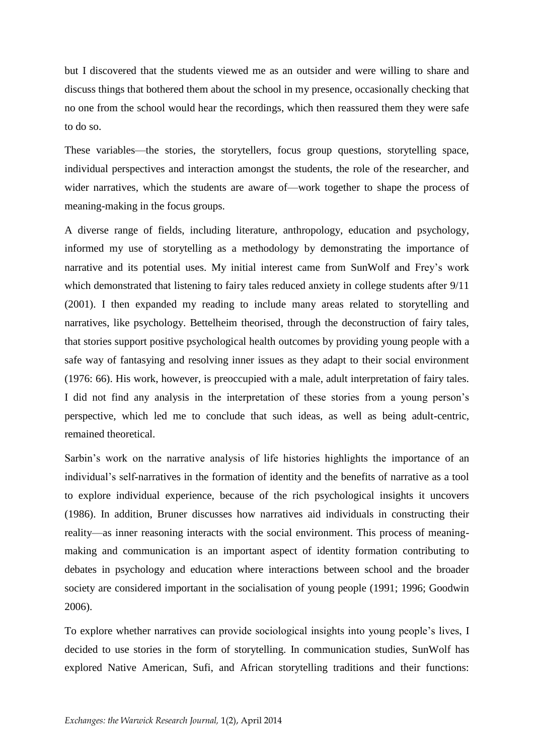but I discovered that the students viewed me as an outsider and were willing to share and discuss things that bothered them about the school in my presence, occasionally checking that no one from the school would hear the recordings, which then reassured them they were safe to do so.

These variables—the stories, the storytellers, focus group questions, storytelling space, individual perspectives and interaction amongst the students, the role of the researcher, and wider narratives, which the students are aware of—work together to shape the process of meaning-making in the focus groups.

A diverse range of fields, including literature, anthropology, education and psychology, informed my use of storytelling as a methodology by demonstrating the importance of narrative and its potential uses. My initial interest came from SunWolf and Frey's work which demonstrated that listening to fairy tales reduced anxiety in college students after 9/11 (2001). I then expanded my reading to include many areas related to storytelling and narratives, like psychology. Bettelheim theorised, through the deconstruction of fairy tales, that stories support positive psychological health outcomes by providing young people with a safe way of fantasying and resolving inner issues as they adapt to their social environment (1976: 66). His work, however, is preoccupied with a male, adult interpretation of fairy tales. I did not find any analysis in the interpretation of these stories from a young person's perspective, which led me to conclude that such ideas, as well as being adult-centric, remained theoretical.

Sarbin's work on the narrative analysis of life histories highlights the importance of an individual's self-narratives in the formation of identity and the benefits of narrative as a tool to explore individual experience, because of the rich psychological insights it uncovers (1986). In addition, Bruner discusses how narratives aid individuals in constructing their reality—as inner reasoning interacts with the social environment. This process of meaning-making and communication is an important aspect of identity formation contributing to debates in psychology and education where interactions between school and the broader society are considered important in the socialisation of young people (1991; 1996; Goodwin 2006).

To explore whether narratives can provide sociological insights into young people's lives, I decided to use stories in the form of storytelling. In communication studies, SunWolf has explored Native American, Sufi, and African storytelling traditions and their functions: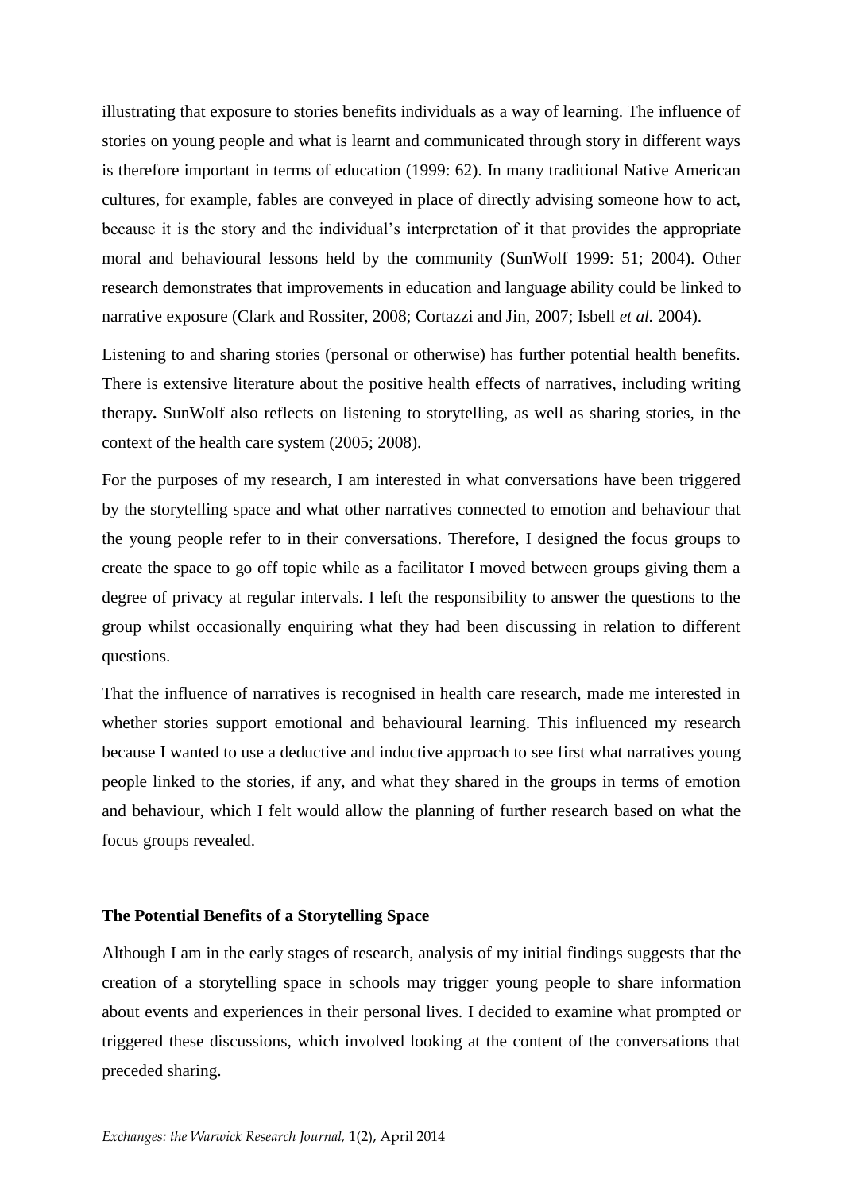illustrating that exposure to stories benefits individuals as a way of learning. The influence of stories on young people and what is learnt and communicated through story in different ways is therefore important in terms of education (1999: 62). In many traditional Native American cultures, for example, fables are conveyed in place of directly advising someone how to act, because it is the story and the individual's interpretation of it that provides the appropriate moral and behavioural lessons held by the community (SunWolf 1999: 51; 2004). Other research demonstrates that improvements in education and language ability could be linked to narrative exposure (Clark and Rossiter, 2008; Cortazzi and Jin, 2007; Isbell *et al.* 2004).

Listening to and sharing stories (personal or otherwise) has further potential health benefits. There is extensive literature about the positive health effects of narratives, including writing therapy**.** SunWolf also reflects on listening to storytelling, as well as sharing stories, in the context of the health care system (2005; 2008).

For the purposes of my research, I am interested in what conversations have been triggered by the storytelling space and what other narratives connected to emotion and behaviour that the young people refer to in their conversations. Therefore, I designed the focus groups to create the space to go off topic while as a facilitator I moved between groups giving them a degree of privacy at regular intervals. I left the responsibility to answer the questions to the group whilst occasionally enquiring what they had been discussing in relation to different questions.

That the influence of narratives is recognised in health care research, made me interested in whether stories support emotional and behavioural learning. This influenced my research because I wanted to use a deductive and inductive approach to see first what narratives young people linked to the stories, if any, and what they shared in the groups in terms of emotion and behaviour, which I felt would allow the planning of further research based on what the focus groups revealed.

## The Potential Benefits of a Storytelling Space

Although I am in the early stages of research, analysis of my initial findings suggests that the creation of a storytelling space in schools may trigger young people to share information about events and experiences in their personal lives. I decided to examine what prompted or triggered these discussions, which involved looking at the content of the conversations that preceded sharing.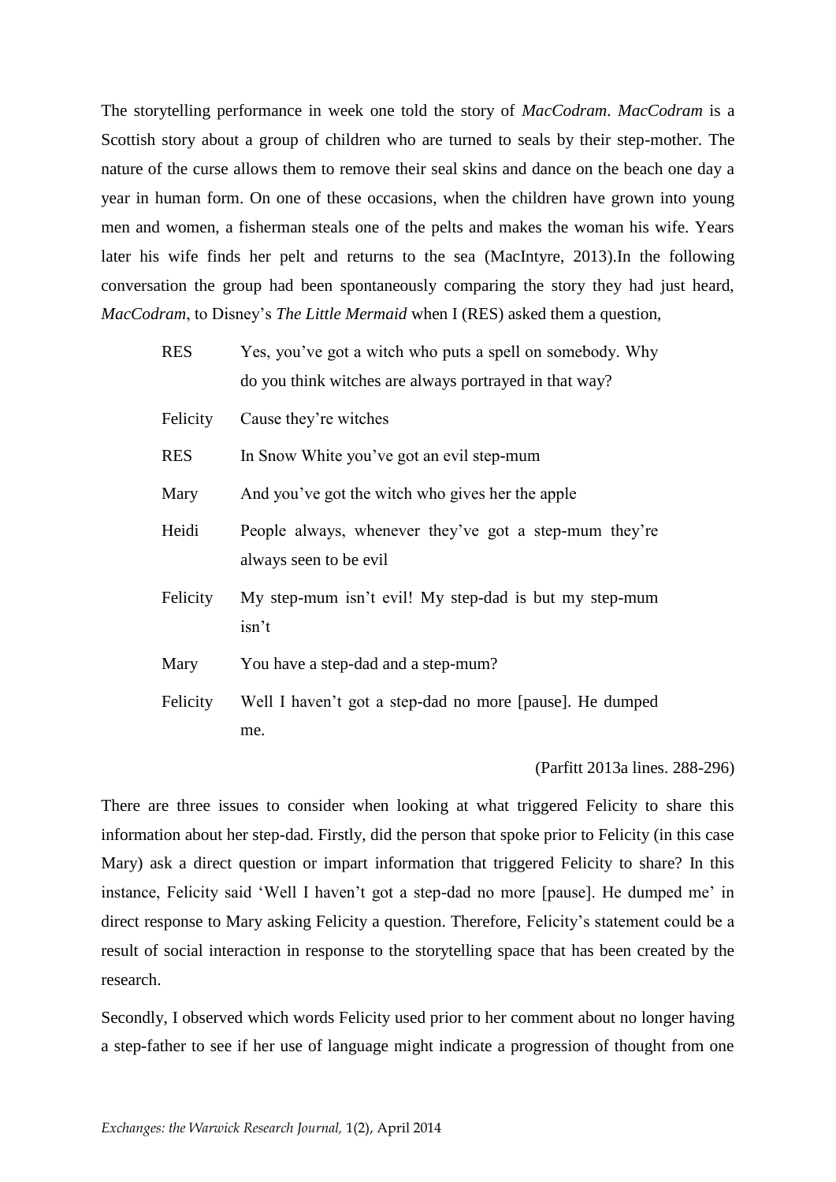The storytelling performance in week one told the story of *MacCodram*. *MacCodram* is a Scottish story about a group of children who are turned to seals by their step-mother. The nature of the curse allows them to remove their seal skins and dance on the beach one day a year in human form. On one of these occasions, when the children have grown into young men and women, a fisherman steals one of the pelts and makes the woman his wife. Years later his wife finds her pelt and returns to the sea (MacIntyre, 2013).In the following conversation the group had been spontaneously comparing the story they had just heard, *MacCodram*, to Disney's *The Little Mermaid* when I (RES) asked them a question,

| | |
|---|---|
| RES | Yes, you've got a witch who puts a spell on somebody. Why do you think witches are always portrayed in that way? |
| Felicity | Cause they're witches |
| RES | In Snow White you've got an evil step-mum |
| Mary | And you've got the witch who gives her the apple |
| Heidi | People always, whenever they've got a step-mum they're always seen to be evil |
| Felicity | My step-mum isn't evil! My step-dad is but my step-mum isn't |
| Mary | You have a step-dad and a step-mum? |
| Felicity | Well I haven't got a step-dad no more [pause]. He dumped me. |

(Parfitt 2013a lines. 288-296)

There are three issues to consider when looking at what triggered Felicity to share this information about her step-dad. Firstly, did the person that spoke prior to Felicity (in this case Mary) ask a direct question or impart information that triggered Felicity to share? In this instance, Felicity said 'Well I haven't got a step-dad no more [pause]. He dumped me' in direct response to Mary asking Felicity a question. Therefore, Felicity's statement could be a result of social interaction in response to the storytelling space that has been created by the research.

Secondly, I observed which words Felicity used prior to her comment about no longer having a step-father to see if her use of language might indicate a progression of thought from one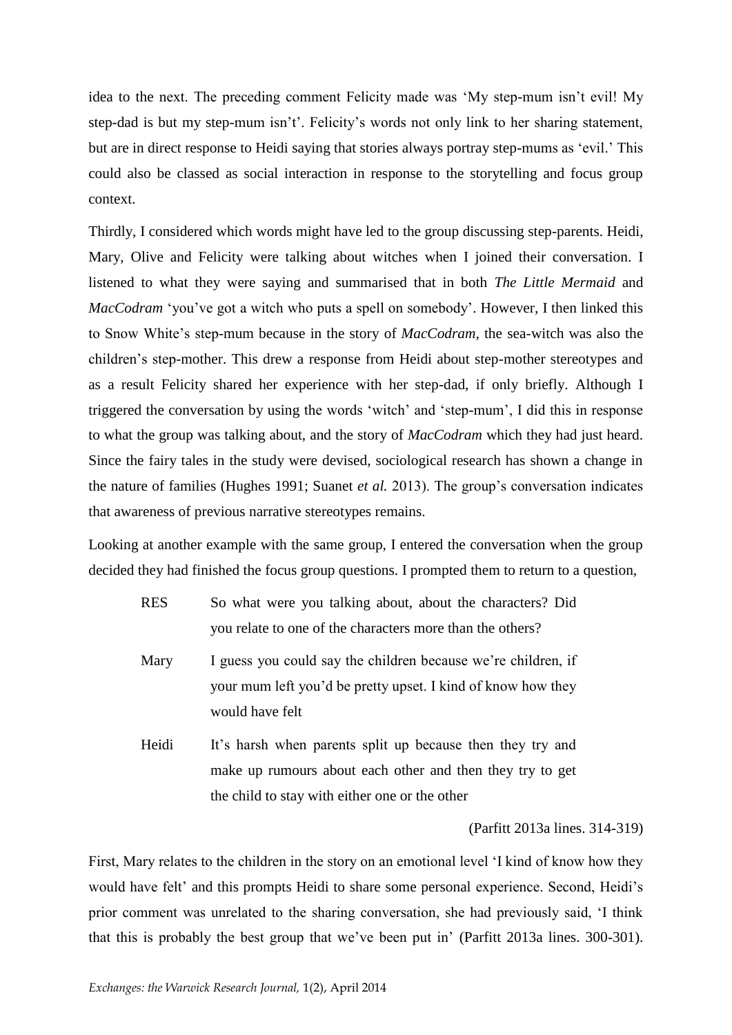idea to the next. The preceding comment Felicity made was 'My step-mum isn't evil! My step-dad is but my step-mum isn't'. Felicity's words not only link to her sharing statement, but are in direct response to Heidi saying that stories always portray step-mums as 'evil.' This could also be classed as social interaction in response to the storytelling and focus group context.

Thirdly, I considered which words might have led to the group discussing step-parents. Heidi, Mary, Olive and Felicity were talking about witches when I joined their conversation. I listened to what they were saying and summarised that in both *The Little Mermaid* and *MacCodram* 'you've got a witch who puts a spell on somebody'. However, I then linked this to Snow White's step-mum because in the story of *MacCodram,* the sea-witch was also the children's step-mother. This drew a response from Heidi about step-mother stereotypes and as a result Felicity shared her experience with her step-dad, if only briefly. Although I triggered the conversation by using the words 'witch' and 'step-mum', I did this in response to what the group was talking about, and the story of *MacCodram* which they had just heard. Since the fairy tales in the study were devised, sociological research has shown a change in the nature of families (Hughes 1991; Suanet *et al.* 2013). The group's conversation indicates that awareness of previous narrative stereotypes remains.

Looking at another example with the same group, I entered the conversation when the group decided they had finished the focus group questions. I prompted them to return to a question,

> RES So what were you talking about, about the characters? Did you relate to one of the characters more than the others?
>
> Mary I guess you could say the children because we're children, if your mum left you'd be pretty upset. I kind of know how they would have felt
>
> Heidi It's harsh when parents split up because then they try and make up rumours about each other and then they try to get the child to stay with either one or the other
>
> (Parfitt 2013a lines. 314-319)

First, Mary relates to the children in the story on an emotional level 'I kind of know how they would have felt' and this prompts Heidi to share some personal experience. Second, Heidi's prior comment was unrelated to the sharing conversation, she had previously said, 'I think that this is probably the best group that we've been put in' (Parfitt 2013a lines. 300-301).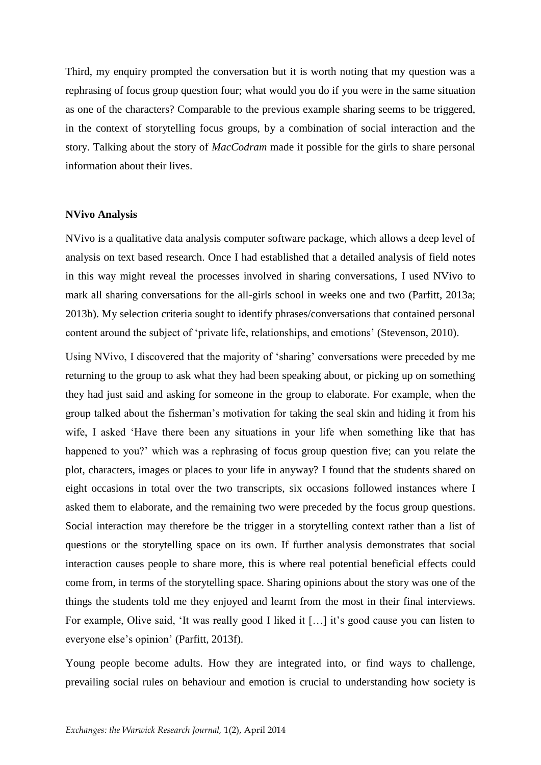Third, my enquiry prompted the conversation but it is worth noting that my question was a rephrasing of focus group question four; what would you do if you were in the same situation as one of the characters? Comparable to the previous example sharing seems to be triggered, in the context of storytelling focus groups, by a combination of social interaction and the story. Talking about the story of *MacCodram* made it possible for the girls to share personal information about their lives.

**NVivo Analysis**

NVivo is a qualitative data analysis computer software package, which allows a deep level of analysis on text based research. Once I had established that a detailed analysis of field notes in this way might reveal the processes involved in sharing conversations, I used NVivo to mark all sharing conversations for the all-girls school in weeks one and two (Parfitt, 2013a; 2013b). My selection criteria sought to identify phrases/conversations that contained personal content around the subject of 'private life, relationships, and emotions' (Stevenson, 2010).

Using NVivo, I discovered that the majority of 'sharing' conversations were preceded by me returning to the group to ask what they had been speaking about, or picking up on something they had just said and asking for someone in the group to elaborate. For example, when the group talked about the fisherman's motivation for taking the seal skin and hiding it from his wife, I asked 'Have there been any situations in your life when something like that has happened to you?' which was a rephrasing of focus group question five; can you relate the plot, characters, images or places to your life in anyway? I found that the students shared on eight occasions in total over the two transcripts, six occasions followed instances where I asked them to elaborate, and the remaining two were preceded by the focus group questions. Social interaction may therefore be the trigger in a storytelling context rather than a list of questions or the storytelling space on its own. If further analysis demonstrates that social interaction causes people to share more, this is where real potential beneficial effects could come from, in terms of the storytelling space. Sharing opinions about the story was one of the things the students told me they enjoyed and learnt from the most in their final interviews. For example, Olive said, 'It was really good I liked it […] it's good cause you can listen to everyone else's opinion' (Parfitt, 2013f).

Young people become adults. How they are integrated into, or find ways to challenge, prevailing social rules on behaviour and emotion is crucial to understanding how society is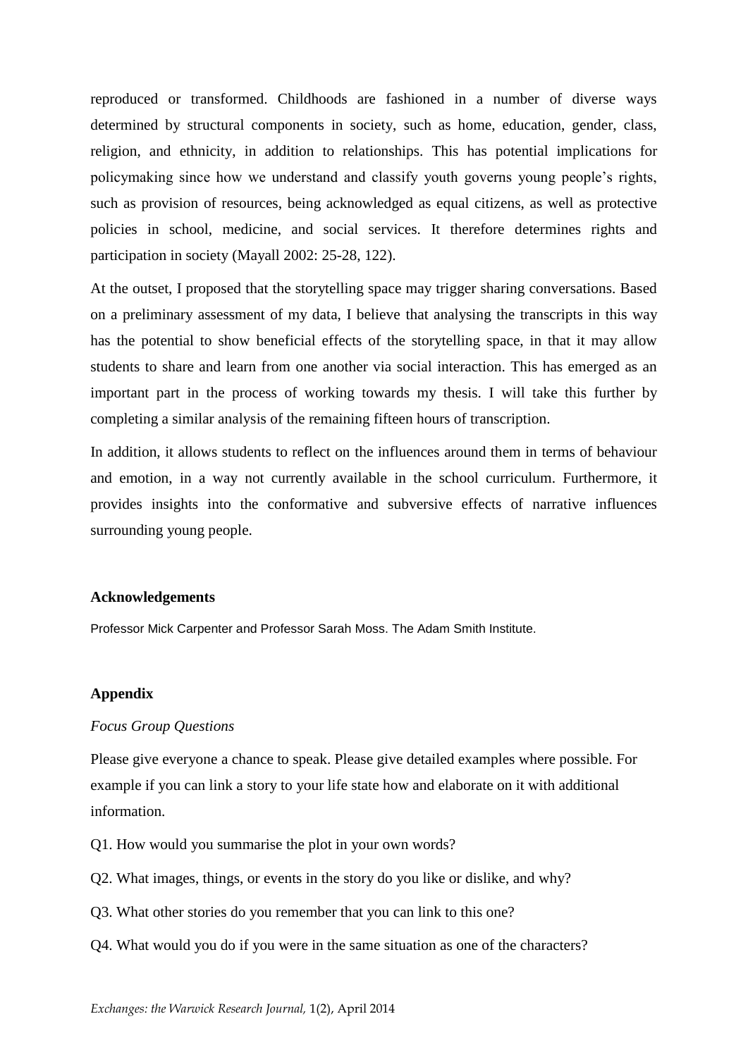reproduced or transformed. Childhoods are fashioned in a number of diverse ways determined by structural components in society, such as home, education, gender, class, religion, and ethnicity, in addition to relationships. This has potential implications for policymaking since how we understand and classify youth governs young people's rights, such as provision of resources, being acknowledged as equal citizens, as well as protective policies in school, medicine, and social services. It therefore determines rights and participation in society (Mayall 2002: 25-28, 122).

At the outset, I proposed that the storytelling space may trigger sharing conversations. Based on a preliminary assessment of my data, I believe that analysing the transcripts in this way has the potential to show beneficial effects of the storytelling space, in that it may allow students to share and learn from one another via social interaction. This has emerged as an important part in the process of working towards my thesis. I will take this further by completing a similar analysis of the remaining fifteen hours of transcription.

In addition, it allows students to reflect on the influences around them in terms of behaviour and emotion, in a way not currently available in the school curriculum. Furthermore, it provides insights into the conformative and subversive effects of narrative influences surrounding young people.

**Acknowledgements**

Professor Mick Carpenter and Professor Sarah Moss. The Adam Smith Institute.

**Appendix**

*Focus Group Questions*

Please give everyone a chance to speak. Please give detailed examples where possible. For example if you can link a story to your life state how and elaborate on it with additional information.

Q1. How would you summarise the plot in your own words?

Q2. What images, things, or events in the story do you like or dislike, and why?

Q3. What other stories do you remember that you can link to this one?

Q4. What would you do if you were in the same situation as one of the characters?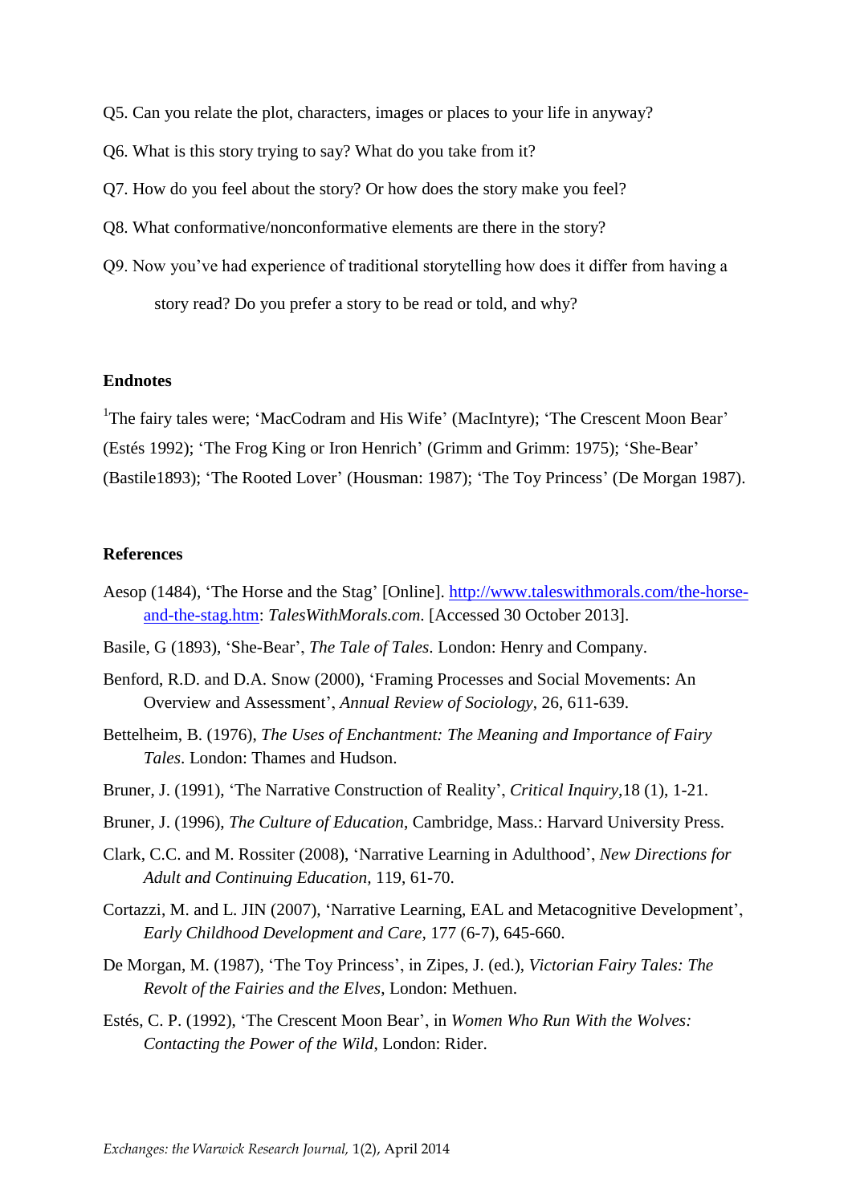Q5. Can you relate the plot, characters, images or places to your life in anyway?

Q6. What is this story trying to say? What do you take from it?

Q7. How do you feel about the story? Or how does the story make you feel?

Q8. What conformative/nonconformative elements are there in the story?

Q9. Now you've had experience of traditional storytelling how does it differ from having a story read? Do you prefer a story to be read or told, and why?

## Endnotes

[1]The fairy tales were; 'MacCodram and His Wife' (MacIntyre); 'The Crescent Moon Bear' (Estés 1992); 'The Frog King or Iron Henrich' (Grimm and Grimm: 1975); 'She-Bear' (Bastile1893); 'The Rooted Lover' (Housman: 1987); 'The Toy Princess' (De Morgan 1987).

## References

Aesop (1484), 'The Horse and the Stag' [Online]. http://www.taleswithmorals.com/the-horse-and-the-stag.htm: *TalesWithMorals.com*. [Accessed 30 October 2013].

Basile, G (1893), 'She-Bear', *The Tale of Tales*. London: Henry and Company.

Benford, R.D. and D.A. Snow (2000), 'Framing Processes and Social Movements: An Overview and Assessment', *Annual Review of Sociology*, 26, 611-639.

Bettelheim, B. (1976), *The Uses of Enchantment: The Meaning and Importance of Fairy Tales*. London: Thames and Hudson.

Bruner, J. (1991), 'The Narrative Construction of Reality', *Critical Inquiry*,18 (1), 1-21.

Bruner, J. (1996), *The Culture of Education*, Cambridge, Mass.: Harvard University Press.

Clark, C.C. and M. Rossiter (2008), 'Narrative Learning in Adulthood', *New Directions for Adult and Continuing Education*, 119, 61-70.

Cortazzi, M. and L. JIN (2007), 'Narrative Learning, EAL and Metacognitive Development', *Early Childhood Development and Care*, 177 (6-7), 645-660.

De Morgan, M. (1987), 'The Toy Princess', in Zipes, J. (ed.), *Victorian Fairy Tales: The Revolt of the Fairies and the Elves*, London: Methuen.

Estés, C. P. (1992), 'The Crescent Moon Bear', in *Women Who Run With the Wolves: Contacting the Power of the Wild*, London: Rider.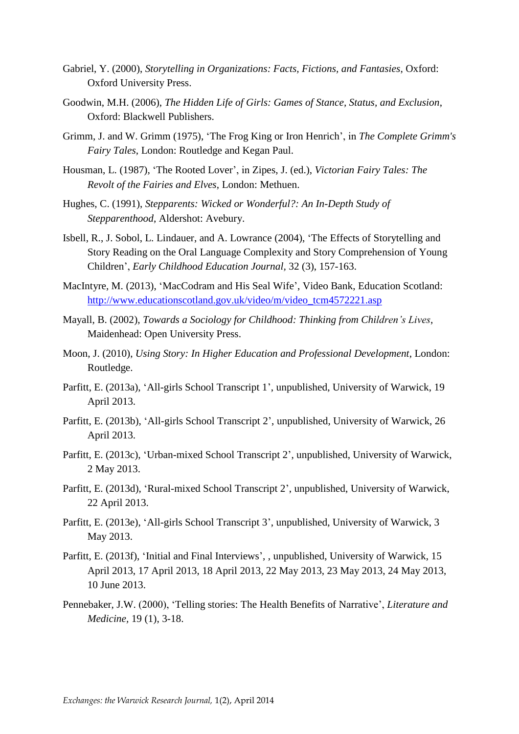Gabriel, Y. (2000), *Storytelling in Organizations: Facts, Fictions, and Fantasies*, Oxford: Oxford University Press.

Goodwin, M.H. (2006), *The Hidden Life of Girls: Games of Stance, Status, and Exclusion*, Oxford: Blackwell Publishers.

Grimm, J. and W. Grimm (1975), 'The Frog King or Iron Henrich', in *The Complete Grimm's Fairy Tales*, London: Routledge and Kegan Paul.

Housman, L. (1987), 'The Rooted Lover', in Zipes, J. (ed.), *Victorian Fairy Tales: The Revolt of the Fairies and Elves*, London: Methuen.

Hughes, C. (1991), *Stepparents: Wicked or Wonderful?: An In-Depth Study of Stepparenthood*, Aldershot: Avebury.

Isbell, R., J. Sobol, L. Lindauer, and A. Lowrance (2004), 'The Effects of Storytelling and Story Reading on the Oral Language Complexity and Story Comprehension of Young Children', *Early Childhood Education Journal,* 32 (3), 157-163.

MacIntyre, M. (2013), 'MacCodram and His Seal Wife', Video Bank, Education Scotland: http://www.educationscotland.gov.uk/video/m/video_tcm4572221.asp

Mayall, B. (2002), *Towards a Sociology for Childhood: Thinking from Children's Lives*, Maidenhead: Open University Press.

Moon, J. (2010), *Using Story: In Higher Education and Professional Development*, London: Routledge.

Parfitt, E. (2013a), 'All-girls School Transcript 1', unpublished, University of Warwick, 19 April 2013.

Parfitt, E. (2013b), 'All-girls School Transcript 2', unpublished, University of Warwick, 26 April 2013.

Parfitt, E. (2013c), 'Urban-mixed School Transcript 2', unpublished, University of Warwick, 2 May 2013.

Parfitt, E. (2013d), 'Rural-mixed School Transcript 2', unpublished, University of Warwick, 22 April 2013.

Parfitt, E. (2013e), 'All-girls School Transcript 3', unpublished, University of Warwick, 3 May 2013.

Parfitt, E. (2013f), 'Initial and Final Interviews', , unpublished, University of Warwick, 15 April 2013, 17 April 2013, 18 April 2013, 22 May 2013, 23 May 2013, 24 May 2013, 10 June 2013.

Pennebaker, J.W. (2000), 'Telling stories: The Health Benefits of Narrative', *Literature and Medicine,* 19 (1), 3-18.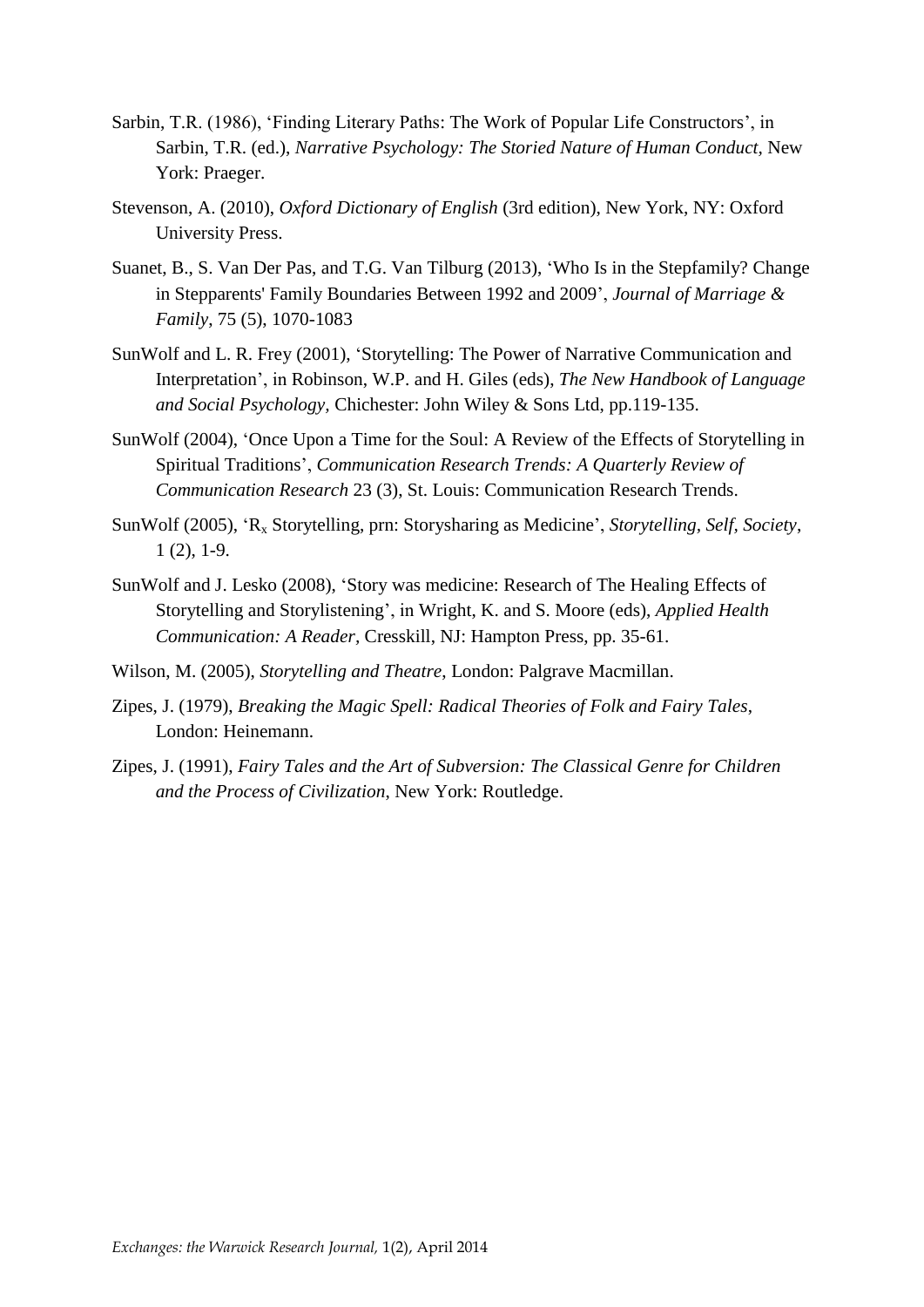Sarbin, T.R. (1986), 'Finding Literary Paths: The Work of Popular Life Constructors', in Sarbin, T.R. (ed.), *Narrative Psychology: The Storied Nature of Human Conduct*, New York: Praeger.

Stevenson, A. (2010), *Oxford Dictionary of English* (3rd edition), New York, NY: Oxford University Press.

Suanet, B., S. Van Der Pas, and T.G. Van Tilburg (2013), 'Who Is in the Stepfamily? Change in Stepparents' Family Boundaries Between 1992 and 2009', *Journal of Marriage & Family*, 75 (5), 1070-1083

SunWolf and L. R. Frey (2001), 'Storytelling: The Power of Narrative Communication and Interpretation', in Robinson, W.P. and H. Giles (eds), *The New Handbook of Language and Social Psychology,* Chichester: John Wiley & Sons Ltd, pp.119-135.

SunWolf (2004), 'Once Upon a Time for the Soul: A Review of the Effects of Storytelling in Spiritual Traditions', *Communication Research Trends: A Quarterly Review of Communication Research* 23 (3), St. Louis: Communication Research Trends.

SunWolf (2005), '$R_x$ Storytelling, prn: Storysharing as Medicine', *Storytelling, Self, Society*, 1 (2), 1-9.

SunWolf and J. Lesko (2008), 'Story was medicine: Research of The Healing Effects of Storytelling and Storylistening', in Wright, K. and S. Moore (eds), *Applied Health Communication: A Reader,* Cresskill, NJ: Hampton Press, pp. 35-61.

Wilson, M. (2005), *Storytelling and Theatre*, London: Palgrave Macmillan.

Zipes, J. (1979), *Breaking the Magic Spell: Radical Theories of Folk and Fairy Tales*, London: Heinemann.

Zipes, J. (1991), *Fairy Tales and the Art of Subversion: The Classical Genre for Children and the Process of Civilization*, New York: Routledge.